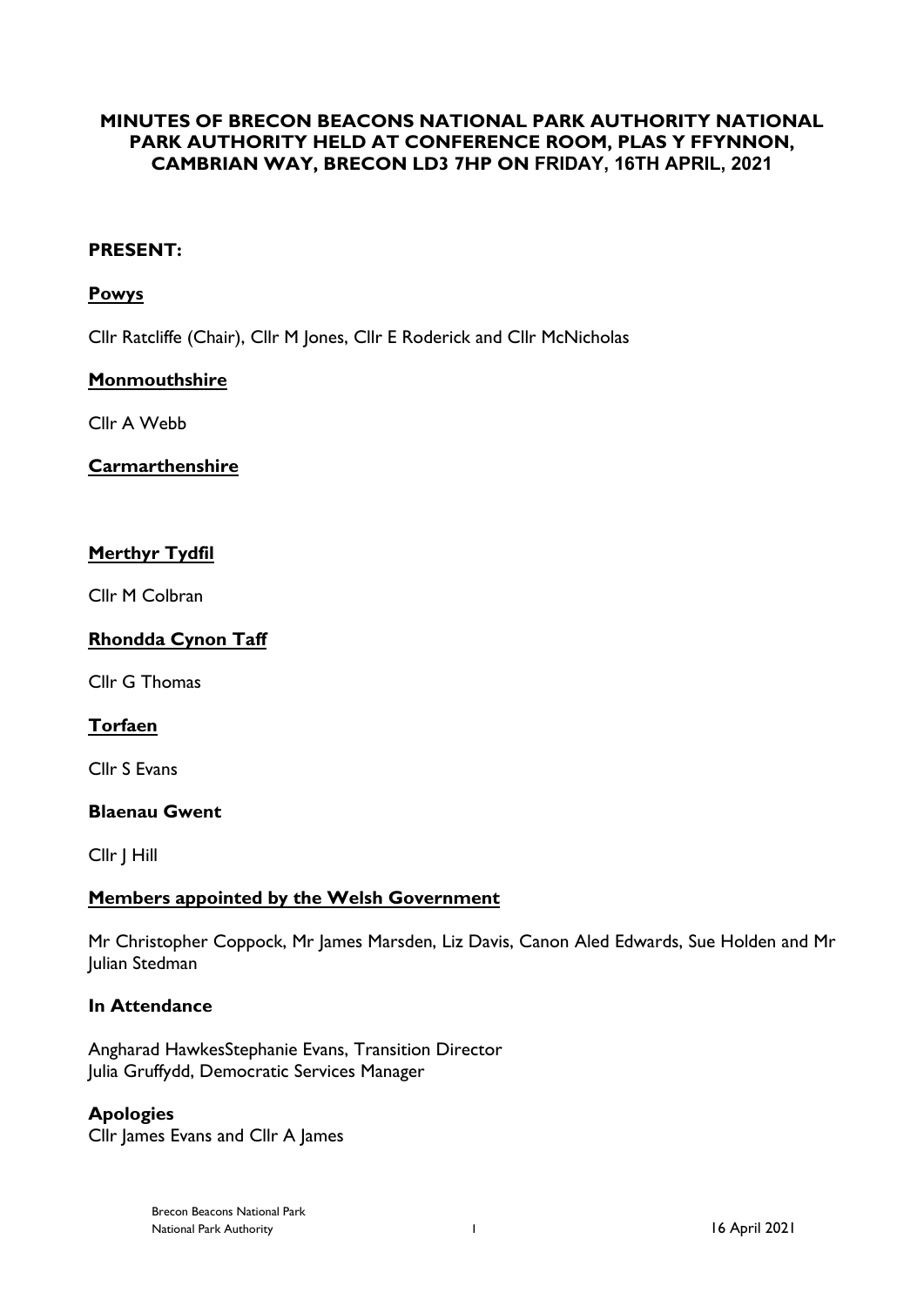# MINUTES OF BRECON BEACONS NATIONAL PARK AUTHORITY NATIONAL PARK AUTHORITY HELD AT CONFERENCE ROOM, PLAS Y FFYNNON, CAMBRIAN WAY, BRECON LD3 7HP ON FRIDAY, 16TH APRIL, 2021

## PRESENT:

**Powys**

Cllr Ratcliffe (Chair), Cllr M Jones, Cllr E Roderick and Cllr McNicholas

**Monmouthshire**

Cllr A Webb

**Carmarthenshire**

**Merthyr Tydfil**

Cllr M Colbran

**Rhondda Cynon Taff**

Cllr G Thomas

**Torfaen**

Cllr S Evans

**Blaenau Gwent**

Cllr J Hill

**Members appointed by the Welsh Government**

Mr Christopher Coppock, Mr James Marsden, Liz Davis, Canon Aled Edwards, Sue Holden and Mr Julian Stedman

**In Attendance**

Angharad HawkesStephanie Evans, Transition Director
Julia Gruffydd, Democratic Services Manager

**Apologies**
Cllr James Evans and Cllr A James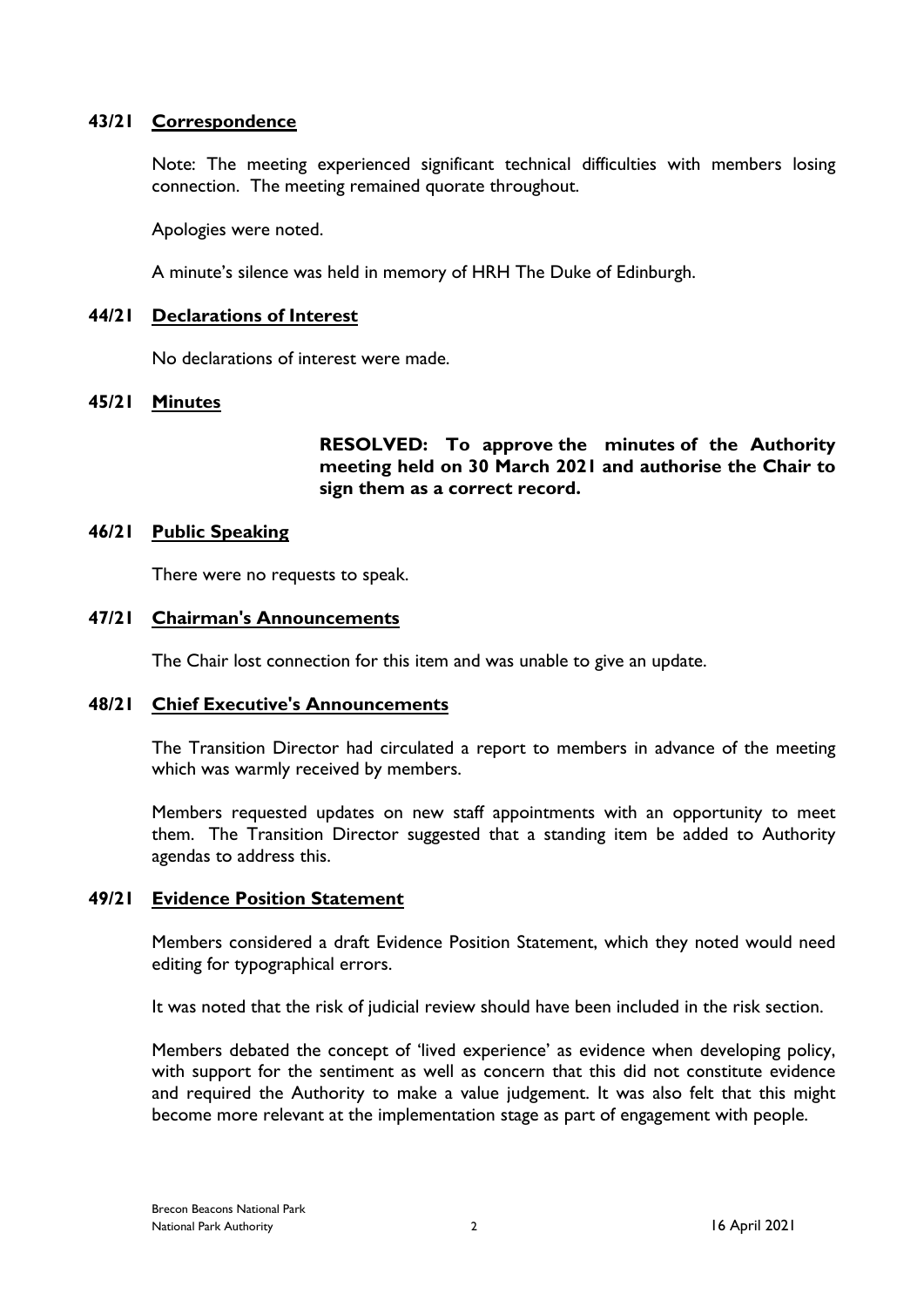## 43/21 Correspondence

Note: The meeting experienced significant technical difficulties with members losing connection. The meeting remained quorate throughout.

Apologies were noted.

A minute's silence was held in memory of HRH The Duke of Edinburgh.

## 44/21 Declarations of Interest

No declarations of interest were made.

## 45/21 Minutes

**RESOLVED: To approve the minutes of the Authority meeting held on 30 March 2021 and authorise the Chair to sign them as a correct record.**

## 46/21 Public Speaking

There were no requests to speak.

## 47/21 Chairman's Announcements

The Chair lost connection for this item and was unable to give an update.

## 48/21 Chief Executive's Announcements

The Transition Director had circulated a report to members in advance of the meeting which was warmly received by members.

Members requested updates on new staff appointments with an opportunity to meet them. The Transition Director suggested that a standing item be added to Authority agendas to address this.

## 49/21 Evidence Position Statement

Members considered a draft Evidence Position Statement, which they noted would need editing for typographical errors.

It was noted that the risk of judicial review should have been included in the risk section.

Members debated the concept of 'lived experience' as evidence when developing policy, with support for the sentiment as well as concern that this did not constitute evidence and required the Authority to make a value judgement. It was also felt that this might become more relevant at the implementation stage as part of engagement with people.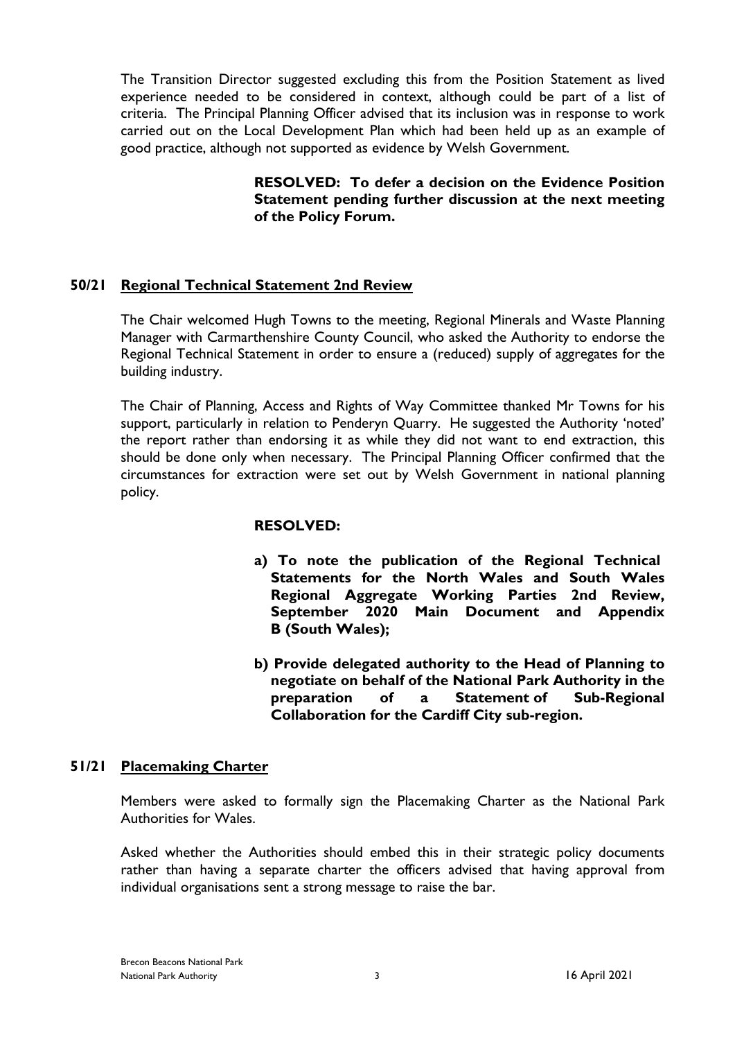The Transition Director suggested excluding this from the Position Statement as lived experience needed to be considered in context, although could be part of a list of criteria. The Principal Planning Officer advised that its inclusion was in response to work carried out on the Local Development Plan which had been held up as an example of good practice, although not supported as evidence by Welsh Government.

**RESOLVED: To defer a decision on the Evidence Position Statement pending further discussion at the next meeting of the Policy Forum.**

## 50/21 Regional Technical Statement 2nd Review

The Chair welcomed Hugh Towns to the meeting, Regional Minerals and Waste Planning Manager with Carmarthenshire County Council, who asked the Authority to endorse the Regional Technical Statement in order to ensure a (reduced) supply of aggregates for the building industry.

The Chair of Planning, Access and Rights of Way Committee thanked Mr Towns for his support, particularly in relation to Penderyn Quarry. He suggested the Authority 'noted' the report rather than endorsing it as while they did not want to end extraction, this should be done only when necessary. The Principal Planning Officer confirmed that the circumstances for extraction were set out by Welsh Government in national planning policy.

**RESOLVED:**

**a) To note the publication of the Regional Technical Statements for the North Wales and South Wales Regional Aggregate Working Parties 2nd Review, September 2020 Main Document and Appendix B (South Wales);**

**b) Provide delegated authority to the Head of Planning to negotiate on behalf of the National Park Authority in the preparation of a Statement of Sub-Regional Collaboration for the Cardiff City sub-region.**

## 51/21 Placemaking Charter

Members were asked to formally sign the Placemaking Charter as the National Park Authorities for Wales.

Asked whether the Authorities should embed this in their strategic policy documents rather than having a separate charter the officers advised that having approval from individual organisations sent a strong message to raise the bar.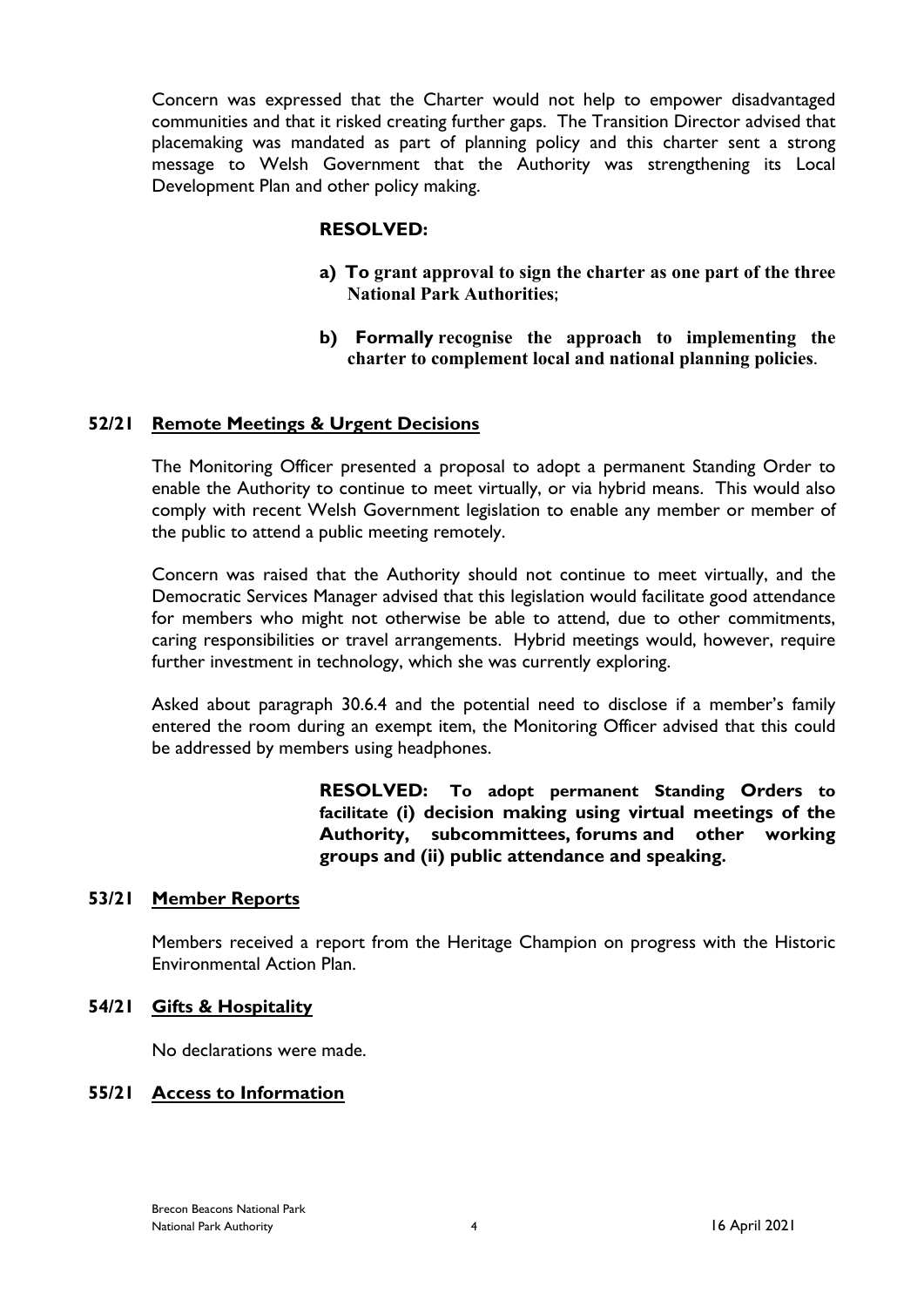Concern was expressed that the Charter would not help to empower disadvantaged communities and that it risked creating further gaps. The Transition Director advised that placemaking was mandated as part of planning policy and this charter sent a strong message to Welsh Government that the Authority was strengthening its Local Development Plan and other policy making.

**RESOLVED:**

**a) To grant approval to sign the charter as one part of the three National Park Authorities**;

**b) Formally recognise the approach to implementing the charter to complement local and national planning policies**.

## 52/21 Remote Meetings & Urgent Decisions

The Monitoring Officer presented a proposal to adopt a permanent Standing Order to enable the Authority to continue to meet virtually, or via hybrid means. This would also comply with recent Welsh Government legislation to enable any member or member of the public to attend a public meeting remotely.

Concern was raised that the Authority should not continue to meet virtually, and the Democratic Services Manager advised that this legislation would facilitate good attendance for members who might not otherwise be able to attend, due to other commitments, caring responsibilities or travel arrangements. Hybrid meetings would, however, require further investment in technology, which she was currently exploring.

Asked about paragraph 30.6.4 and the potential need to disclose if a member's family entered the room during an exempt item, the Monitoring Officer advised that this could be addressed by members using headphones.

**RESOLVED: To adopt permanent Standing Orders to facilitate (i) decision making using virtual meetings of the Authority, subcommittees, forums and other working groups and (ii) public attendance and speaking.**

## 53/21 Member Reports

Members received a report from the Heritage Champion on progress with the Historic Environmental Action Plan.

## 54/21 Gifts & Hospitality

No declarations were made.

## 55/21 Access to Information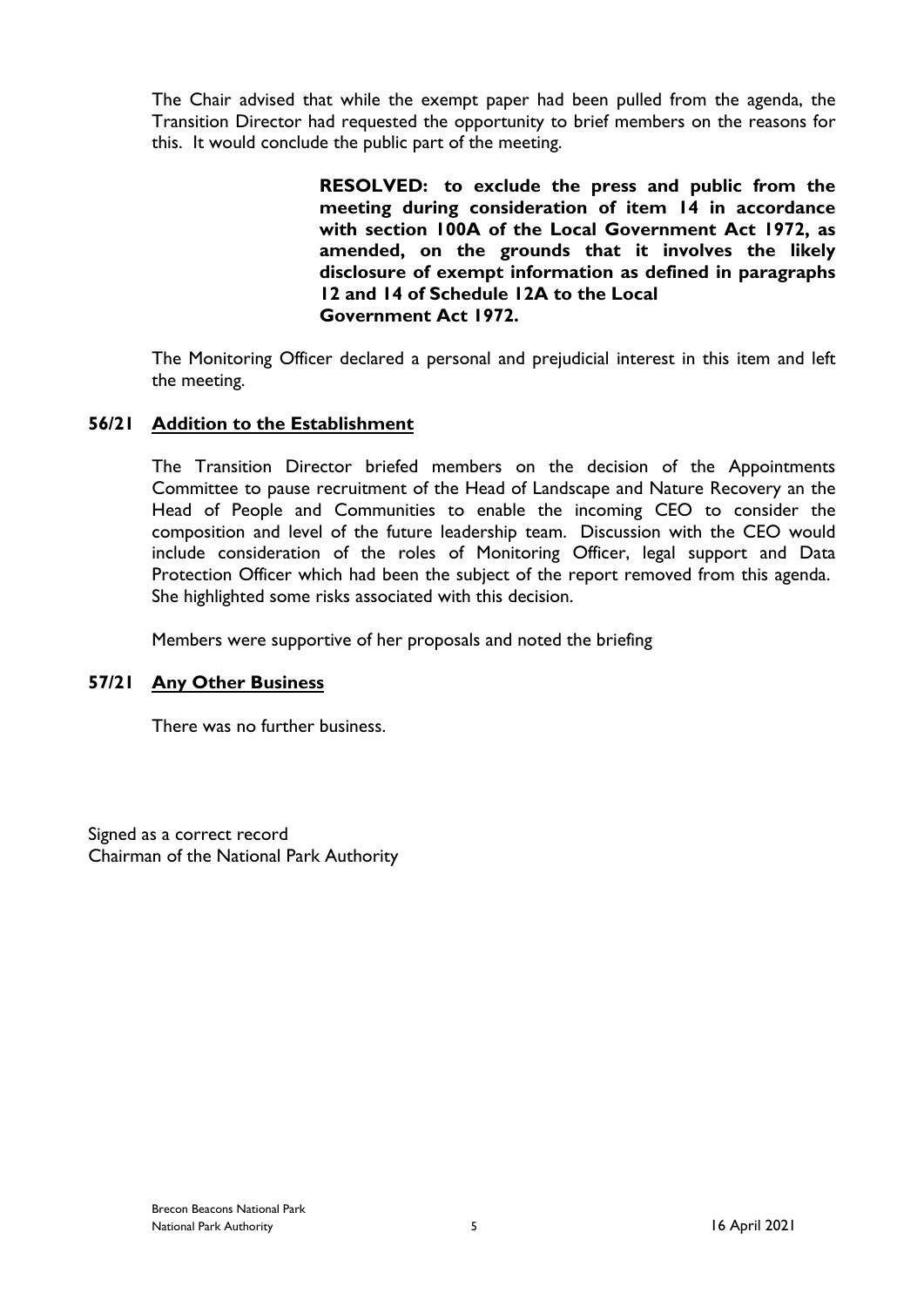The Chair advised that while the exempt paper had been pulled from the agenda, the Transition Director had requested the opportunity to brief members on the reasons for this. It would conclude the public part of the meeting.

> **RESOLVED: to exclude the press and public from the meeting during consideration of item 14 in accordance with section 100A of the Local Government Act 1972, as amended, on the grounds that it involves the likely disclosure of exempt information as defined in paragraphs 12 and 14 of Schedule 12A to the Local Government Act 1972.**

The Monitoring Officer declared a personal and prejudicial interest in this item and left the meeting.

## 56/21 Addition to the Establishment

The Transition Director briefed members on the decision of the Appointments Committee to pause recruitment of the Head of Landscape and Nature Recovery an the Head of People and Communities to enable the incoming CEO to consider the composition and level of the future leadership team. Discussion with the CEO would include consideration of the roles of Monitoring Officer, legal support and Data Protection Officer which had been the subject of the report removed from this agenda. She highlighted some risks associated with this decision.

Members were supportive of her proposals and noted the briefing

## 57/21 Any Other Business

There was no further business.

Signed as a correct record
Chairman of the National Park Authority